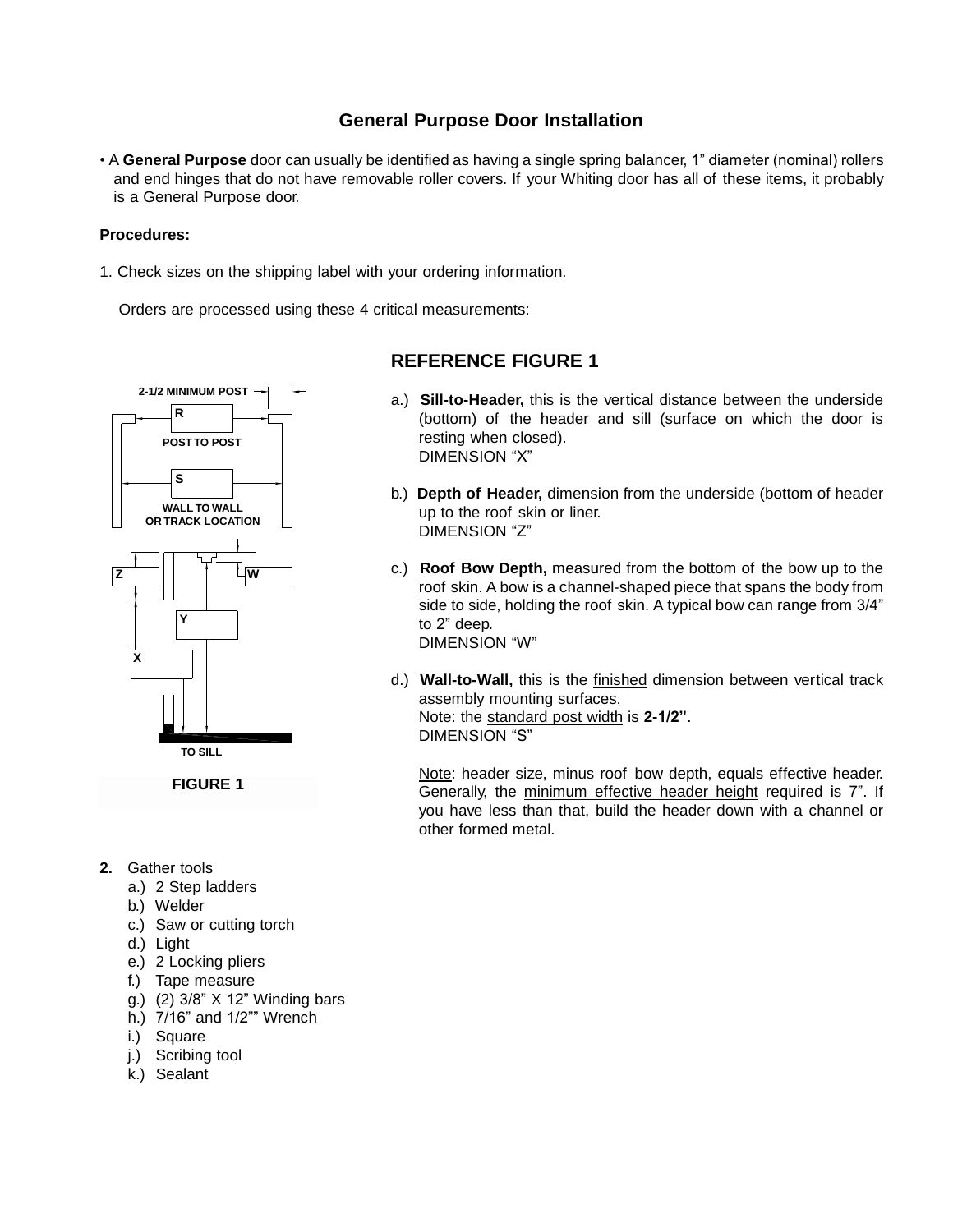## General Purpose Door Installation

- A **General Purpose** door can usually be identified as having a single spring balancer, 1" diameter (nominal) rollers and end hinges that do not have removable roller covers. If your Whiting door has all of these items, it probably is a General Purpose door.

**Procedures:**

1. Check sizes on the shipping label with your ordering information.

   Orders are processed using these 4 critical measurements:

FIGURE 1

### REFERENCE FIGURE 1

a.) **Sill-to-Header,** this is the vertical distance between the underside (bottom) of the header and sill (surface on which the door is resting when closed).
DIMENSION "X"

b.) **Depth of Header,** dimension from the underside (bottom of header up to the roof skin or liner.
DIMENSION "Z"

c.) **Roof Bow Depth,** measured from the bottom of the bow up to the roof skin. A bow is a channel-shaped piece that spans the body from side to side, holding the roof skin. A typical bow can range from 3/4" to 2" deep.
DIMENSION "W"

d.) **Wall-to-Wall,** this is the finished dimension between vertical track assembly mounting surfaces.
Note: the standard post width is **2-1/2"**.
DIMENSION "S"

Note: header size, minus roof bow depth, equals effective header. Generally, the minimum effective header height required is 7". If you have less than that, build the header down with a channel or other formed metal.

**2.** Gather tools
   a.) 2 Step ladders
   b.) Welder
   c.) Saw or cutting torch
   d.) Light
   e.) 2 Locking pliers
   f.) Tape measure
   g.) (2) 3/8" X 12" Winding bars
   h.) 7/16" and 1/2"" Wrench
   i.) Square
   j.) Scribing tool
   k.) Sealant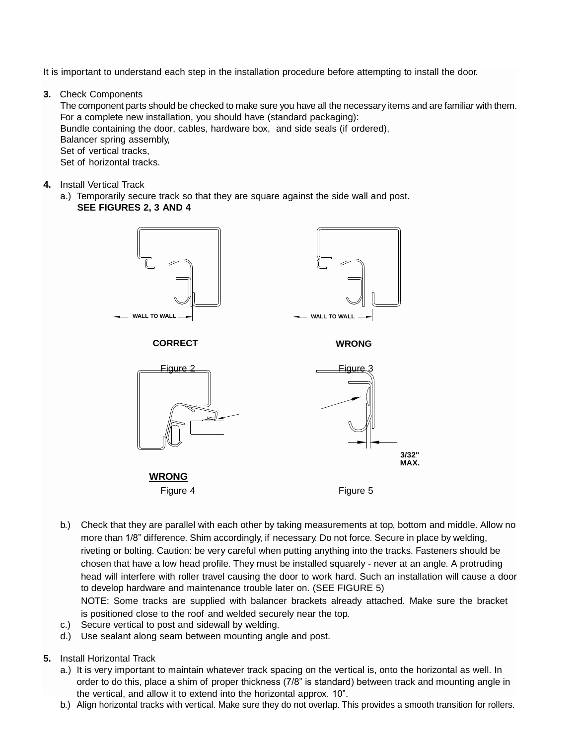It is important to understand each step in the installation procedure before attempting to install the door.

**3.** Check Components

The component parts should be checked to make sure you have all the necessary items and are familiar with them. For a complete new installation, you should have (standard packaging):
Bundle containing the door, cables, hardware box, and side seals (if ordered),
Balancer spring assembly,
Set of vertical tracks,
Set of horizontal tracks.

**4.** Install Vertical Track

a.) Temporarily secure track so that they are square against the side wall and post.
**SEE FIGURES 2, 3 AND 4**

WALL TO WALL

**CORRECT**

Figure 2

WALL TO WALL

**WRONG**

Figure 3

**WRONG**

Figure 4

3/32" MAX.

Figure 5

b.) Check that they are parallel with each other by taking measurements at top, bottom and middle. Allow no more than 1/8” difference. Shim accordingly, if necessary. Do not force. Secure in place by welding, riveting or bolting. Caution: be very careful when putting anything into the tracks. Fasteners should be chosen that have a low head profile. They must be installed squarely - never at an angle. A protruding head will interfere with roller travel causing the door to work hard. Such an installation will cause a door to develop hardware and maintenance trouble later on. (SEE FIGURE 5)
NOTE: Some tracks are supplied with balancer brackets already attached. Make sure the bracket is positioned close to the roof and welded securely near the top.

c.) Secure vertical to post and sidewall by welding.

d.) Use sealant along seam between mounting angle and post.

**5.** Install Horizontal Track

a.) It is very important to maintain whatever track spacing on the vertical is, onto the horizontal as well. In order to do this, place a shim of proper thickness (7/8” is standard) between track and mounting angle in the vertical, and allow it to extend into the horizontal approx. 10”.

b.) Align horizontal tracks with vertical. Make sure they do not overlap. This provides a smooth transition for rollers.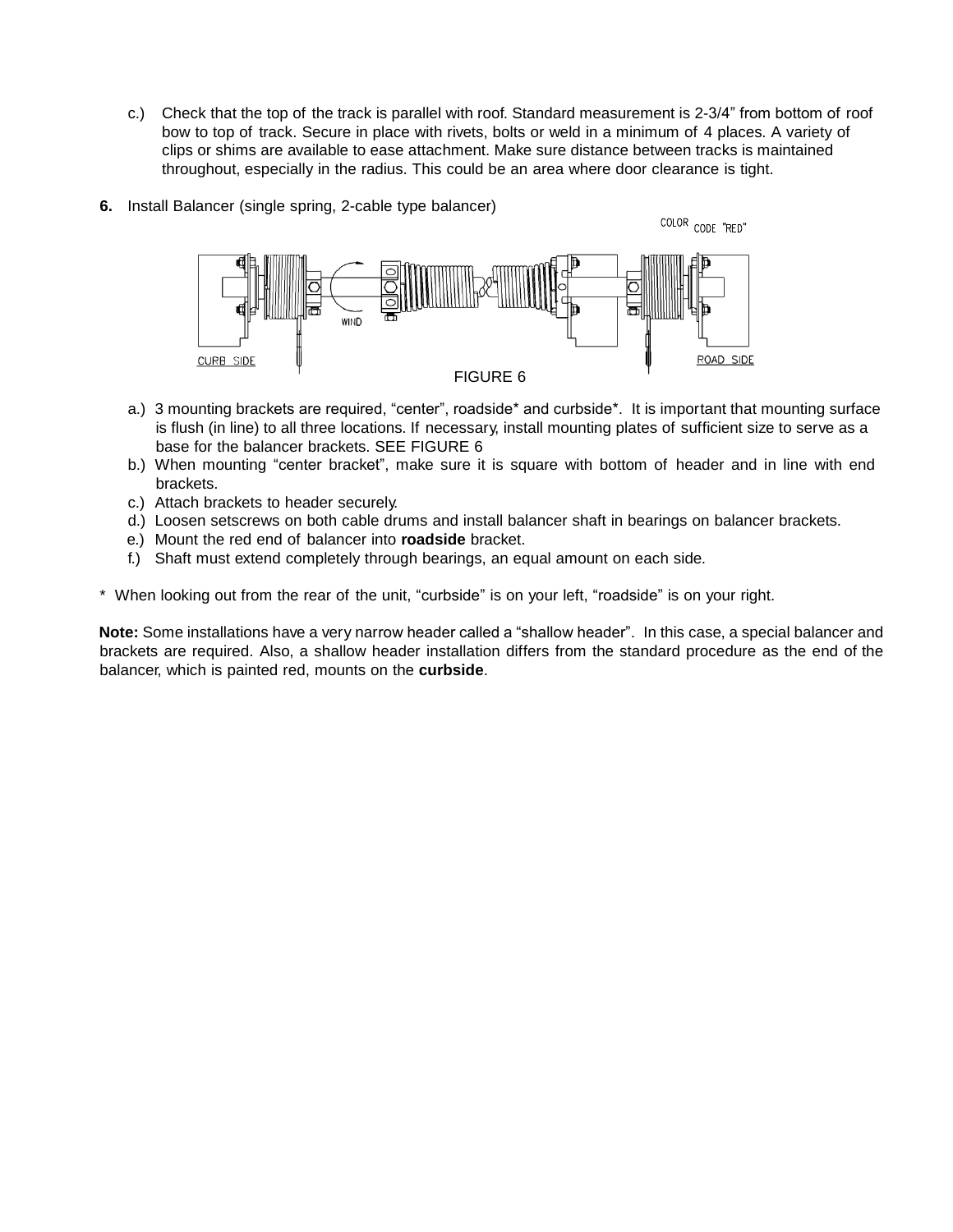c.) Check that the top of the track is parallel with roof. Standard measurement is 2-3/4" from bottom of roof bow to top of track. Secure in place with rivets, bolts or weld in a minimum of 4 places. A variety of clips or shims are available to ease attachment. Make sure distance between tracks is maintained throughout, especially in the radius. This could be an area where door clearance is tight.

**6.** Install Balancer (single spring, 2-cable type balancer)

COLOR CODE "RED"

WIND

CURB SIDE

ROAD SIDE

FIGURE 6

a.) 3 mounting brackets are required, "center", roadside* and curbside*. It is important that mounting surface is flush (in line) to all three locations. If necessary, install mounting plates of sufficient size to serve as a base for the balancer brackets. SEE FIGURE 6

b.) When mounting "center bracket", make sure it is square with bottom of header and in line with end brackets.

c.) Attach brackets to header securely.

d.) Loosen setscrews on both cable drums and install balancer shaft in bearings on balancer brackets.

e.) Mount the red end of balancer into **roadside** bracket.

f.) Shaft must extend completely through bearings, an equal amount on each side.

\* When looking out from the rear of the unit, "curbside" is on your left, "roadside" is on your right.

**Note:** Some installations have a very narrow header called a "shallow header". In this case, a special balancer and brackets are required. Also, a shallow header installation differs from the standard procedure as the end of the balancer, which is painted red, mounts on the **curbside**.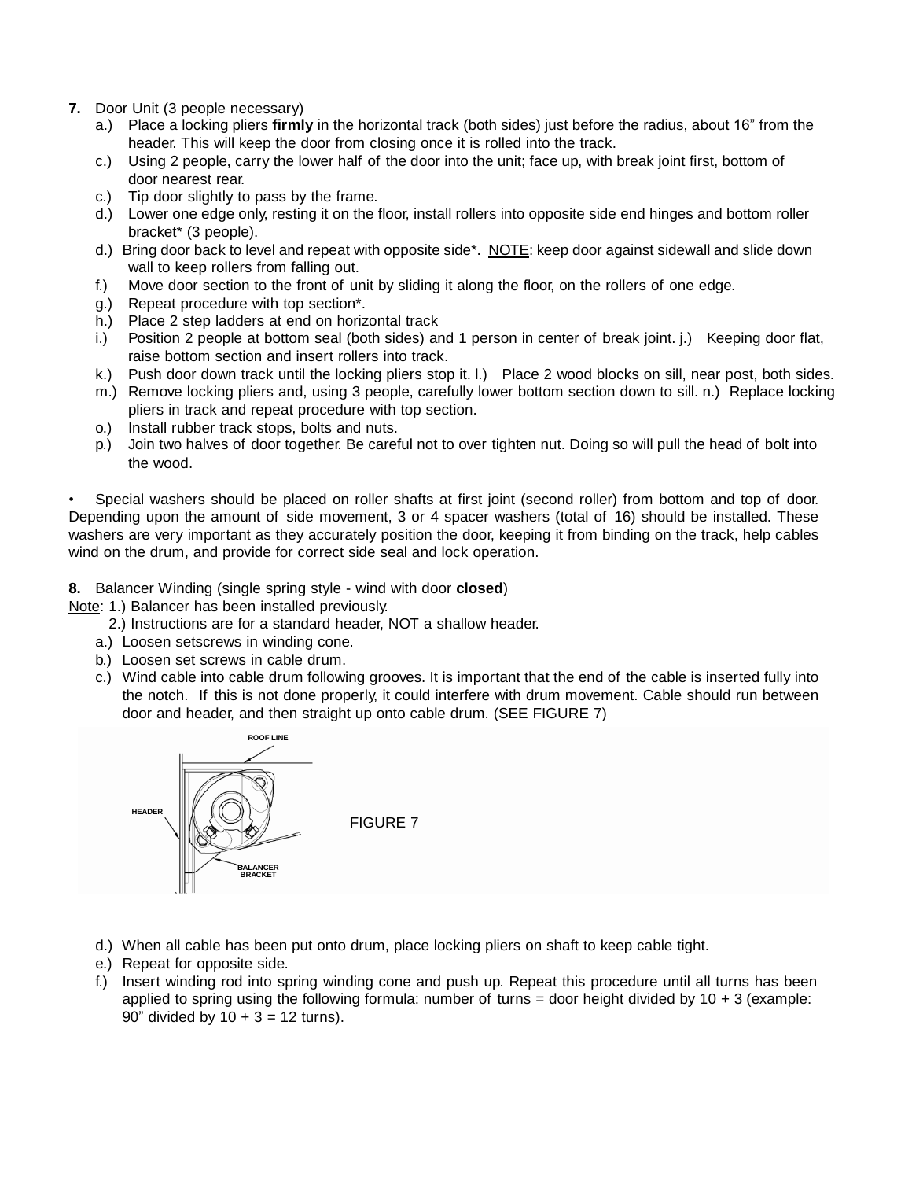**7.** Door Unit (3 people necessary)

a.) Place a locking pliers **firmly** in the horizontal track (both sides) just before the radius, about 16" from the header. This will keep the door from closing once it is rolled into the track.

c.) Using 2 people, carry the lower half of the door into the unit; face up, with break joint first, bottom of door nearest rear.

c.) Tip door slightly to pass by the frame.

d.) Lower one edge only, resting it on the floor, install rollers into opposite side end hinges and bottom roller bracket* (3 people).

d.) Bring door back to level and repeat with opposite side*. NOTE: keep door against sidewall and slide down wall to keep rollers from falling out.

f.) Move door section to the front of unit by sliding it along the floor, on the rollers of one edge.

g.) Repeat procedure with top section*.

h.) Place 2 step ladders at end on horizontal track

i.) Position 2 people at bottom seal (both sides) and 1 person in center of break joint. j.) Keeping door flat, raise bottom section and insert rollers into track.

k.) Push door down track until the locking pliers stop it. l.) Place 2 wood blocks on sill, near post, both sides.

m.) Remove locking pliers and, using 3 people, carefully lower bottom section down to sill. n.) Replace locking pliers in track and repeat procedure with top section.

o.) Install rubber track stops, bolts and nuts.

p.) Join two halves of door together. Be careful not to over tighten nut. Doing so will pull the head of bolt into the wood.

• Special washers should be placed on roller shafts at first joint (second roller) from bottom and top of door. Depending upon the amount of side movement, 3 or 4 spacer washers (total of 16) should be installed. These washers are very important as they accurately position the door, keeping it from binding on the track, help cables wind on the drum, and provide for correct side seal and lock operation.

**8.** Balancer Winding (single spring style - wind with door **closed**)

Note: 1.) Balancer has been installed previously.
2.) Instructions are for a standard header, NOT a shallow header.

a.) Loosen setscrews in winding cone.

b.) Loosen set screws in cable drum.

c.) Wind cable into cable drum following grooves. It is important that the end of the cable is inserted fully into the notch. If this is not done properly, it could interfere with drum movement. Cable should run between door and header, and then straight up onto cable drum. (SEE FIGURE 7)

ROOF LINE

HEADER

BALANCER BRACKET

FIGURE 7

d.) When all cable has been put onto drum, place locking pliers on shaft to keep cable tight.

e.) Repeat for opposite side.

f.) Insert winding rod into spring winding cone and push up. Repeat this procedure until all turns has been applied to spring using the following formula: number of turns = door height divided by 10 + 3 (example: 90" divided by 10 + 3 = 12 turns).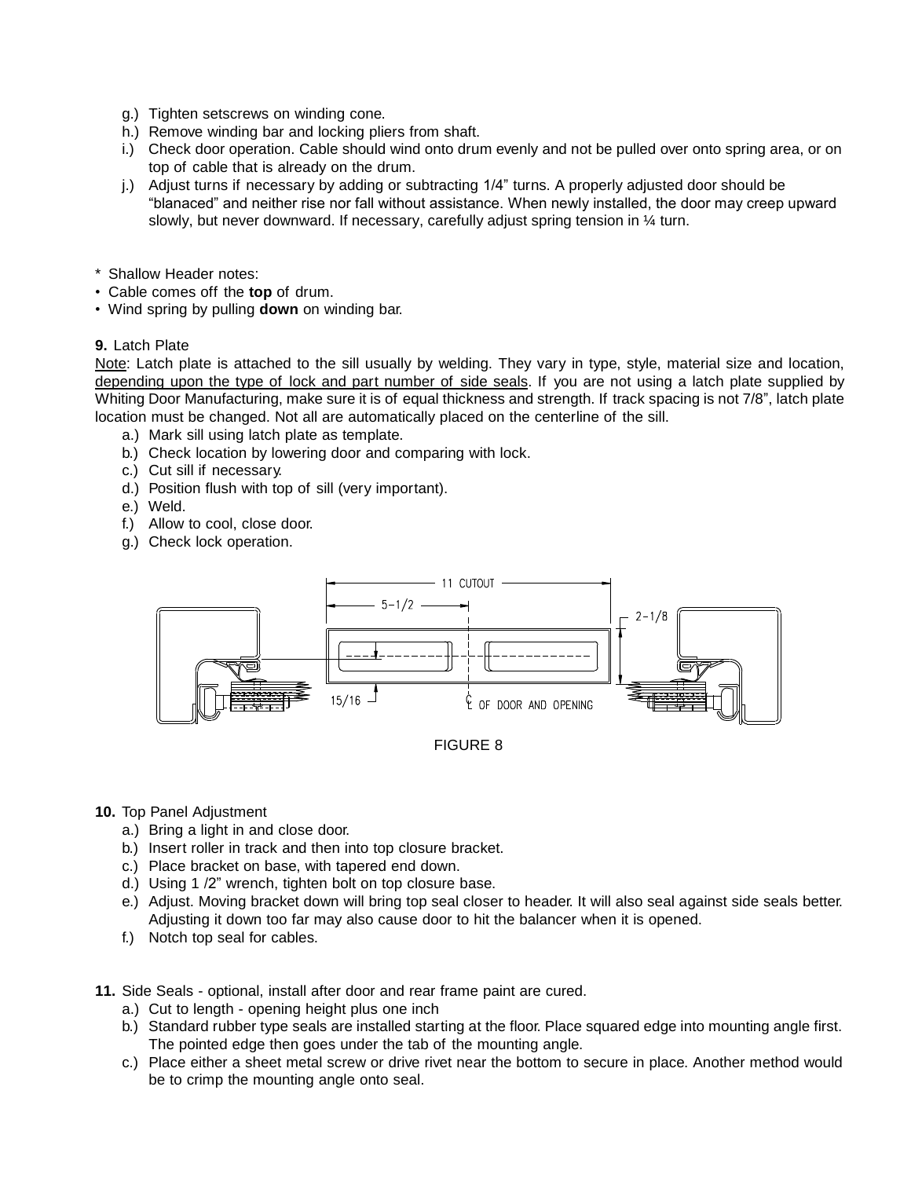g.) Tighten setscrews on winding cone.
h.) Remove winding bar and locking pliers from shaft.
i.) Check door operation. Cable should wind onto drum evenly and not be pulled over onto spring area, or on top of cable that is already on the drum.
j.) Adjust turns if necessary by adding or subtracting 1/4” turns. A properly adjusted door should be “blanaced” and neither rise nor fall without assistance. When newly installed, the door may creep upward slowly, but never downward. If necessary, carefully adjust spring tension in ¼ turn.

\* Shallow Header notes:

- Cable comes off the **top** of drum.
- Wind spring by pulling **down** on winding bar.

**9.** Latch Plate

Note: Latch plate is attached to the sill usually by welding. They vary in type, style, material size and location, depending upon the type of lock and part number of side seals. If you are not using a latch plate supplied by Whiting Door Manufacturing, make sure it is of equal thickness and strength. If track spacing is not 7/8”, latch plate location must be changed. Not all are automatically placed on the centerline of the sill.

a.) Mark sill using latch plate as template.
b.) Check location by lowering door and comparing with lock.
c.) Cut sill if necessary.
d.) Position flush with top of sill (very important).
e.) Weld.
f.) Allow to cool, close door.
g.) Check lock operation.

11 CUTOUT
5-1/2
2-1/8
15/16
℄ OF DOOR AND OPENING

FIGURE 8

**10.** Top Panel Adjustment

a.) Bring a light in and close door.
b.) Insert roller in track and then into top closure bracket.
c.) Place bracket on base, with tapered end down.
d.) Using 1 /2” wrench, tighten bolt on top closure base.
e.) Adjust. Moving bracket down will bring top seal closer to header. It will also seal against side seals better. Adjusting it down too far may also cause door to hit the balancer when it is opened.
f.) Notch top seal for cables.

**11.** Side Seals - optional, install after door and rear frame paint are cured.

a.) Cut to length - opening height plus one inch
b.) Standard rubber type seals are installed starting at the floor. Place squared edge into mounting angle first. The pointed edge then goes under the tab of the mounting angle.
c.) Place either a sheet metal screw or drive rivet near the bottom to secure in place. Another method would be to crimp the mounting angle onto seal.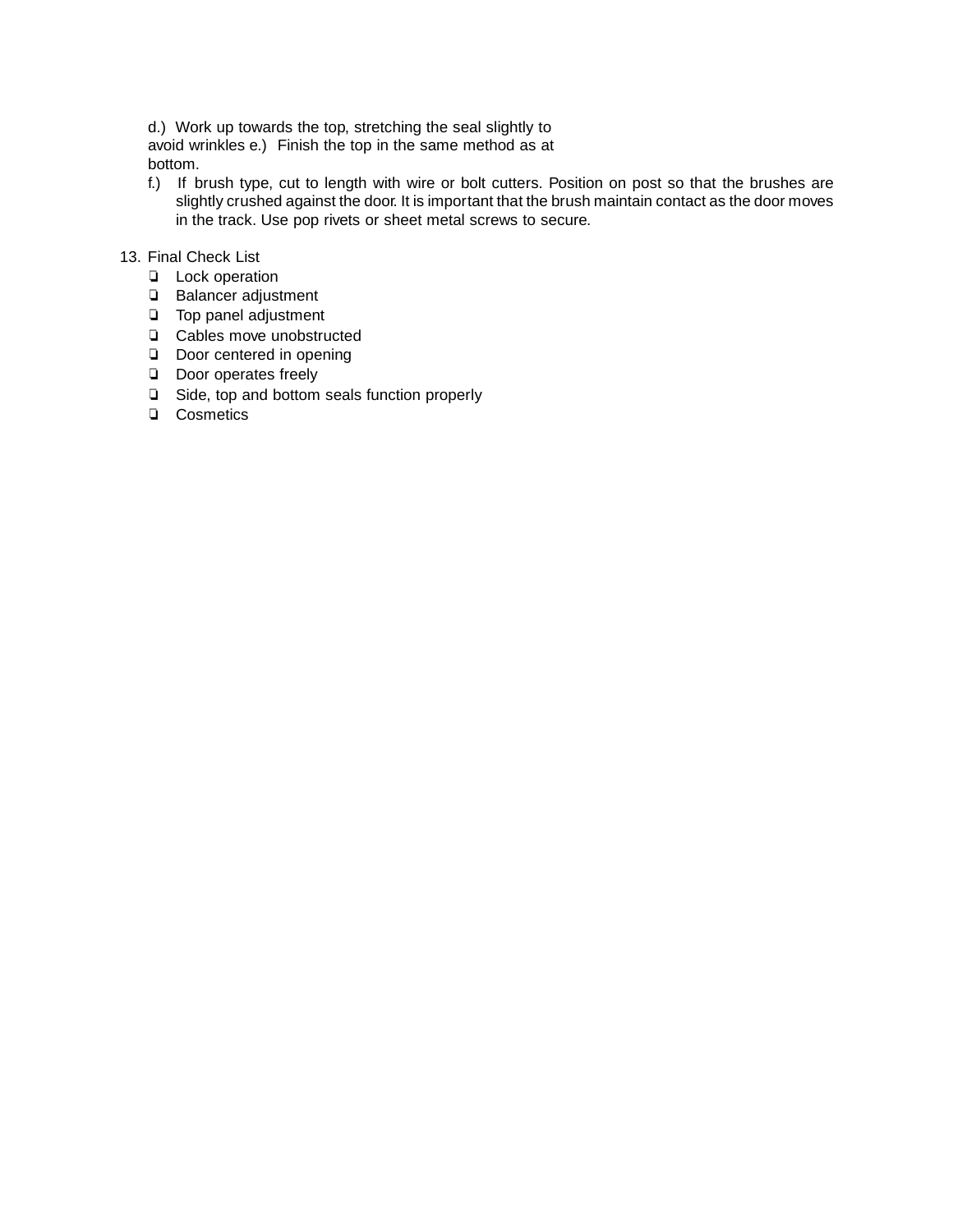d.) Work up towards the top, stretching the seal slightly to avoid wrinkles

e.) Finish the top in the same method as at bottom.

f.) If brush type, cut to length with wire or bolt cutters. Position on post so that the brushes are slightly crushed against the door. It is important that the brush maintain contact as the door moves in the track. Use pop rivets or sheet metal screws to secure.

13. Final Check List
    - ❏ Lock operation
    - ❏ Balancer adjustment
    - ❏ Top panel adjustment
    - ❏ Cables move unobstructed
    - ❏ Door centered in opening
    - ❏ Door operates freely
    - ❏ Side, top and bottom seals function properly
    - ❏ Cosmetics